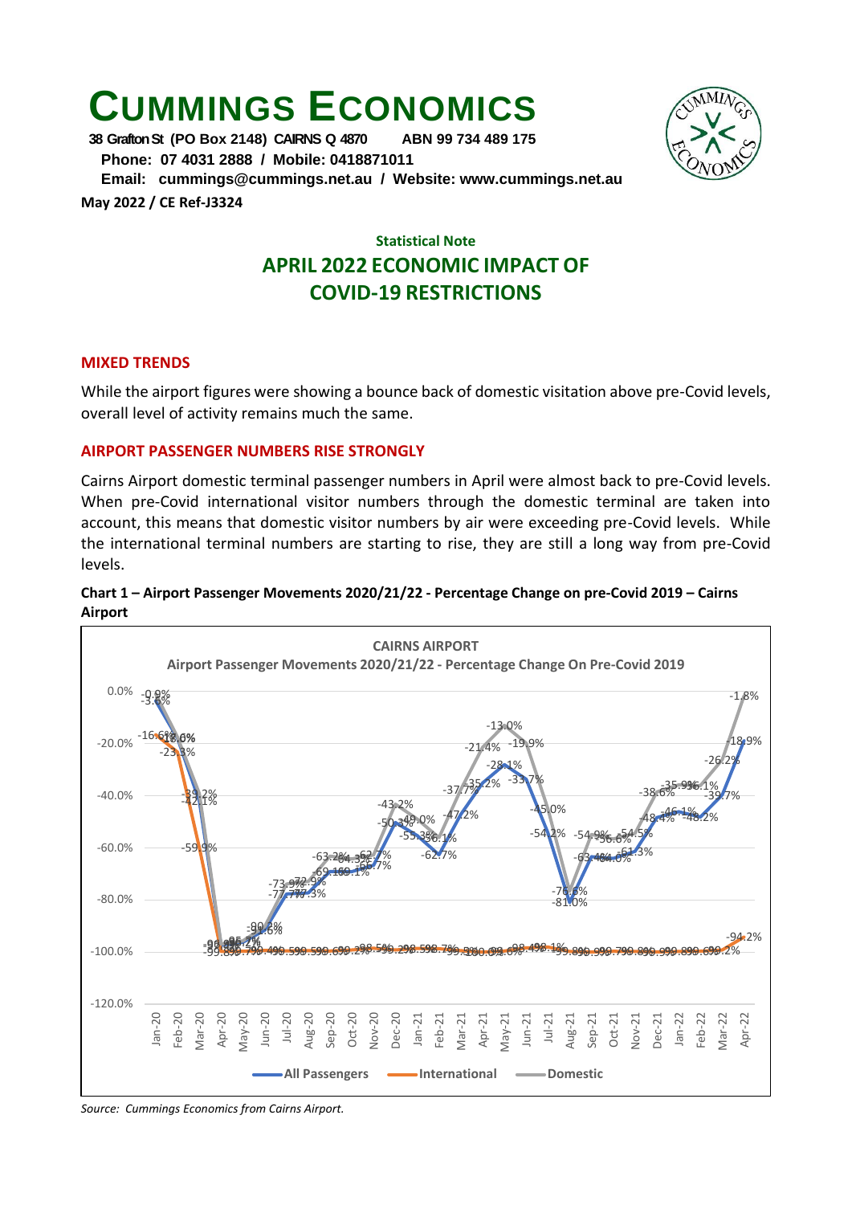# CUMMINGS ECONOMICS

**38 Grafton St (PO Box 2148) CAIRNS Q 4870 ABN 99 734 489 175**
**Phone: 07 4031 2888 / Mobile: 0418871011**
**Email: cummings@cummings.net.au / Website: www.cummings.net.au**

**May 2022 / CE Ref-J3324**

**Statistical Note**

## APRIL 2022 ECONOMIC IMPACT OF COVID-19 RESTRICTIONS

### MIXED TRENDS

While the airport figures were showing a bounce back of domestic visitation above pre-Covid levels, overall level of activity remains much the same.

### AIRPORT PASSENGER NUMBERS RISE STRONGLY

Cairns Airport domestic terminal passenger numbers in April were almost back to pre-Covid levels. When pre-Covid international visitor numbers through the domestic terminal are taken into account, this means that domestic visitor numbers by air were exceeding pre-Covid levels. While the international terminal numbers are starting to rise, they are still a long way from pre-Covid levels.

**Chart 1 – Airport Passenger Movements 2020/21/22 - Percentage Change on pre-Covid 2019 – Cairns Airport**

*Source: Cummings Economics from Cairns Airport.*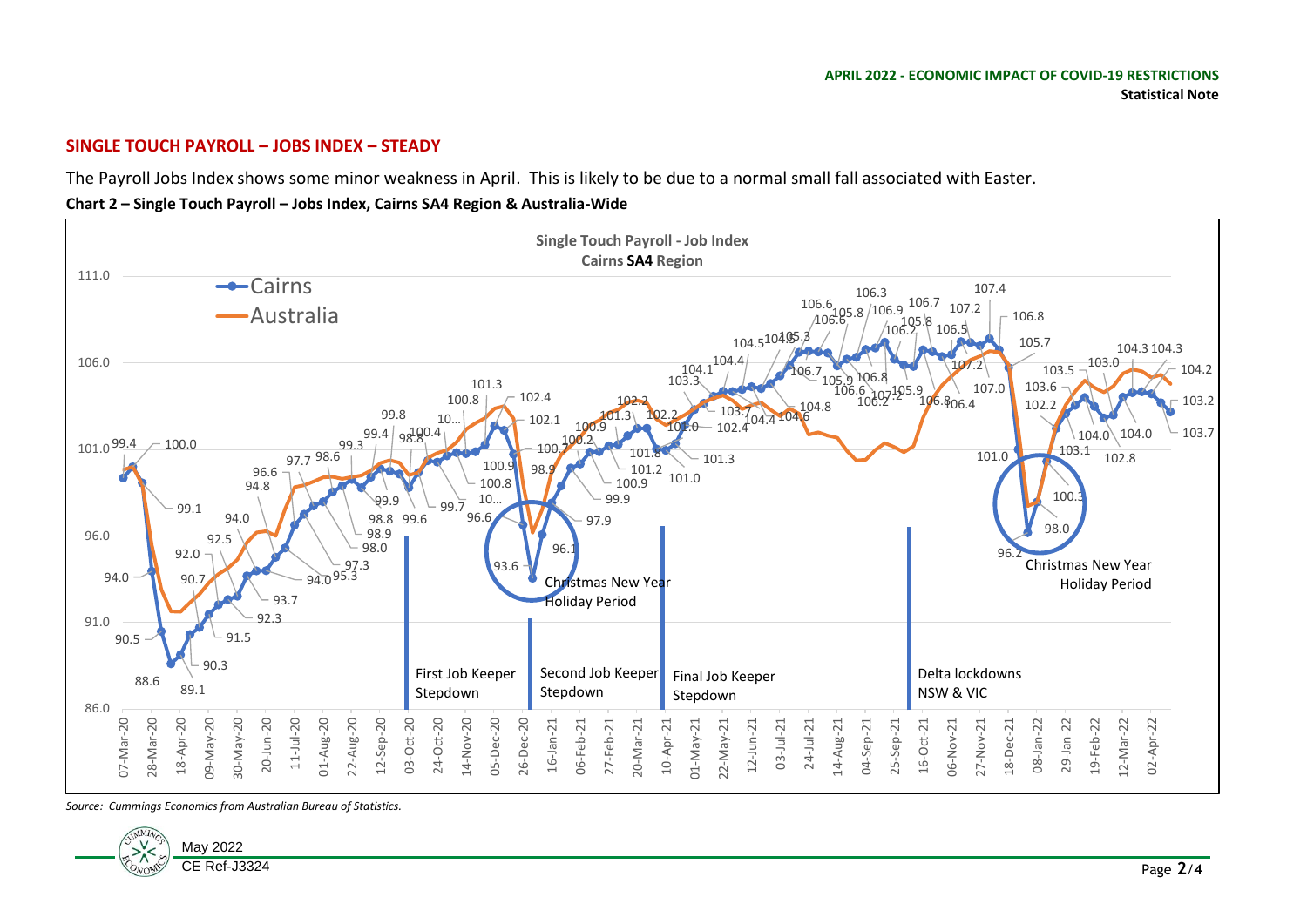## SINGLE TOUCH PAYROLL – JOBS INDEX – STEADY

The Payroll Jobs Index shows some minor weakness in April. This is likely to be due to a normal small fall associated with Easter.

**Chart 2 – Single Touch Payroll – Jobs Index, Cairns SA4 Region & Australia-Wide**

*Source: Cummings Economics from Australian Bureau of Statistics.*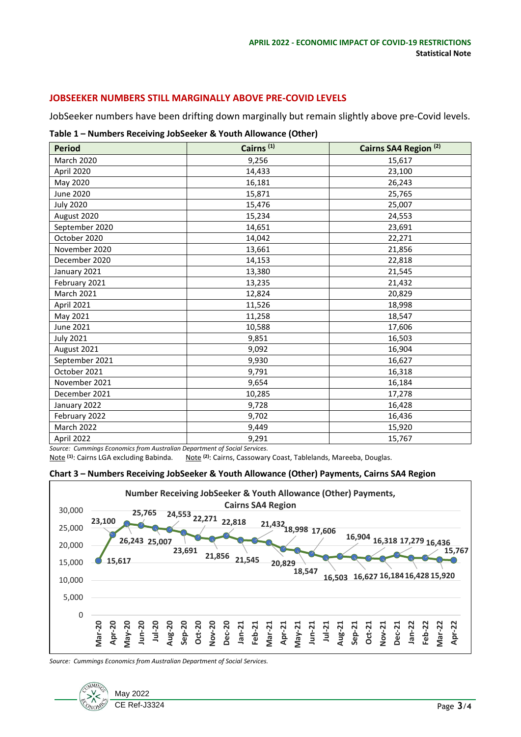## JOBSEEKER NUMBERS STILL MARGINALLY ABOVE PRE-COVID LEVELS

JobSeeker numbers have been drifting down marginally but remain slightly above pre-Covid levels.

**Table 1 – Numbers Receiving JobSeeker & Youth Allowance (Other)**

| Period | Cairns [1] | Cairns SA4 Region [2] |
|---|---|---|
| March 2020 | 9,256 | 15,617 |
| April 2020 | 14,433 | 23,100 |
| May 2020 | 16,181 | 26,243 |
| June 2020 | 15,871 | 25,765 |
| July 2020 | 15,476 | 25,007 |
| August 2020 | 15,234 | 24,553 |
| September 2020 | 14,651 | 23,691 |
| October 2020 | 14,042 | 22,271 |
| November 2020 | 13,661 | 21,856 |
| December 2020 | 14,153 | 22,818 |
| January 2021 | 13,380 | 21,545 |
| February 2021 | 13,235 | 21,432 |
| March 2021 | 12,824 | 20,829 |
| April 2021 | 11,526 | 18,998 |
| May 2021 | 11,258 | 18,547 |
| June 2021 | 10,588 | 17,606 |
| July 2021 | 9,851 | 16,503 |
| August 2021 | 9,092 | 16,904 |
| September 2021 | 9,930 | 16,627 |
| October 2021 | 9,791 | 16,318 |
| November 2021 | 9,654 | 16,184 |
| December 2021 | 10,285 | 17,278 |
| January 2022 | 9,728 | 16,428 |
| February 2022 | 9,702 | 16,436 |
| March 2022 | 9,449 | 15,920 |
| April 2022 | 9,291 | 15,767 |

*Source: Cummings Economics from Australian Department of Social Services.*
Note [1]: Cairns LGA excluding Babinda. Note [2]: Cairns, Cassowary Coast, Tablelands, Mareeba, Douglas.

**Chart 3 – Numbers Receiving JobSeeker & Youth Allowance (Other) Payments, Cairns SA4 Region**

*Source: Cummings Economics from Australian Department of Social Services.*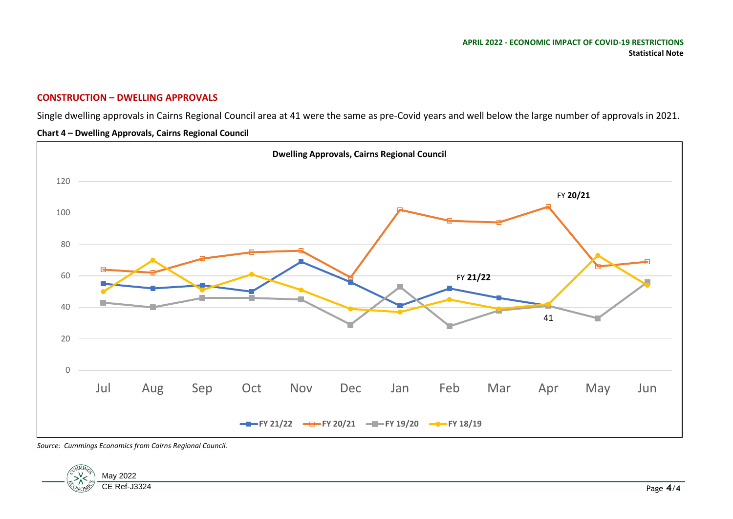## CONSTRUCTION – DWELLING APPROVALS

Single dwelling approvals in Cairns Regional Council area at 41 were the same as pre-Covid years and well below the large number of approvals in 2021.

**Chart 4 – Dwelling Approvals, Cairns Regional Council**

**Dwelling Approvals, Cairns Regional Council**

120
100
80
60
40
20
0

Jul Aug Sep Oct Nov Dec Jan Feb Mar Apr May Jun

FY **20/21**

FY **21/22**

41

**FY 21/22** **FY 20/21** **FY 19/20** **FY 18/19**

*Source: Cummings Economics from Cairns Regional Council.*